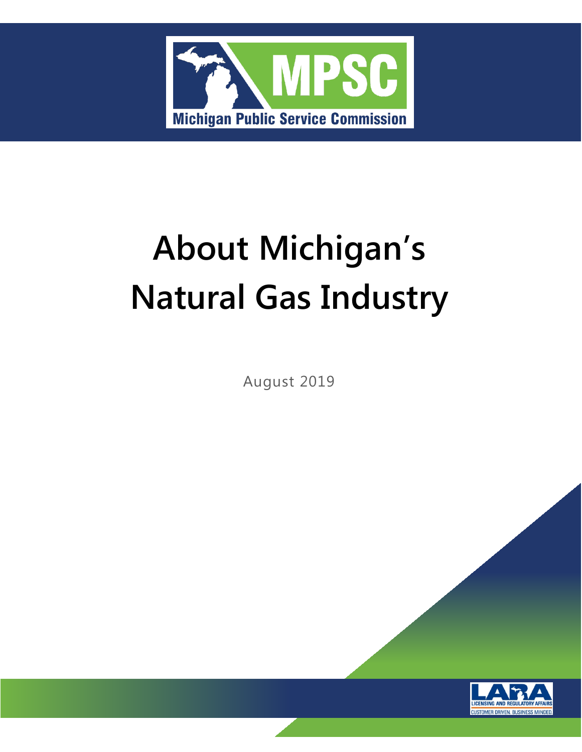# About Michigan's Natural Gas Industry

August 2019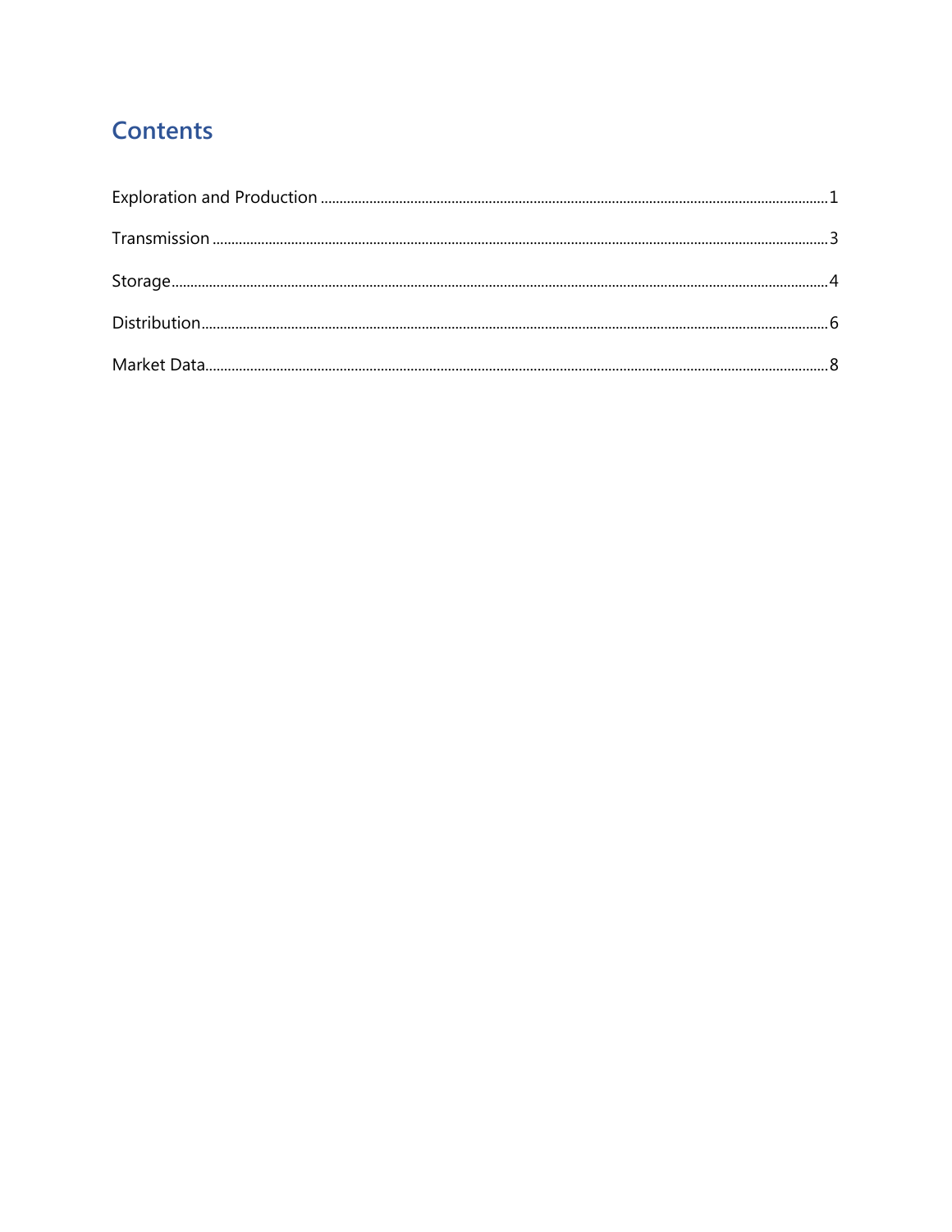# Contents

Exploration and Production ........................................................ 1

Transmission ........................................................ 3

Storage ........................................................ 4

Distribution ........................................................ 6

Market Data ........................................................ 8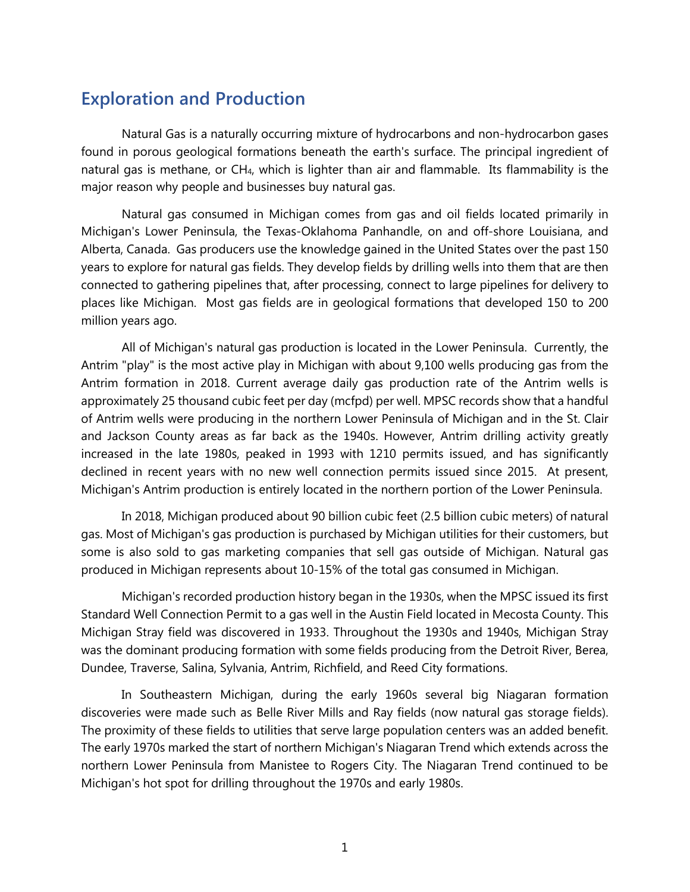## Exploration and Production

Natural Gas is a naturally occurring mixture of hydrocarbons and non-hydrocarbon gases found in porous geological formations beneath the earth's surface. The principal ingredient of natural gas is methane, or $CH_4$, which is lighter than air and flammable. Its flammability is the major reason why people and businesses buy natural gas.

Natural gas consumed in Michigan comes from gas and oil fields located primarily in Michigan's Lower Peninsula, the Texas-Oklahoma Panhandle, on and off-shore Louisiana, and Alberta, Canada. Gas producers use the knowledge gained in the United States over the past 150 years to explore for natural gas fields. They develop fields by drilling wells into them that are then connected to gathering pipelines that, after processing, connect to large pipelines for delivery to places like Michigan. Most gas fields are in geological formations that developed 150 to 200 million years ago.

All of Michigan's natural gas production is located in the Lower Peninsula. Currently, the Antrim "play" is the most active play in Michigan with about 9,100 wells producing gas from the Antrim formation in 2018. Current average daily gas production rate of the Antrim wells is approximately 25 thousand cubic feet per day (mcfpd) per well. MPSC records show that a handful of Antrim wells were producing in the northern Lower Peninsula of Michigan and in the St. Clair and Jackson County areas as far back as the 1940s. However, Antrim drilling activity greatly increased in the late 1980s, peaked in 1993 with 1210 permits issued, and has significantly declined in recent years with no new well connection permits issued since 2015. At present, Michigan's Antrim production is entirely located in the northern portion of the Lower Peninsula.

In 2018, Michigan produced about 90 billion cubic feet (2.5 billion cubic meters) of natural gas. Most of Michigan's gas production is purchased by Michigan utilities for their customers, but some is also sold to gas marketing companies that sell gas outside of Michigan. Natural gas produced in Michigan represents about 10-15% of the total gas consumed in Michigan.

Michigan's recorded production history began in the 1930s, when the MPSC issued its first Standard Well Connection Permit to a gas well in the Austin Field located in Mecosta County. This Michigan Stray field was discovered in 1933. Throughout the 1930s and 1940s, Michigan Stray was the dominant producing formation with some fields producing from the Detroit River, Berea, Dundee, Traverse, Salina, Sylvania, Antrim, Richfield, and Reed City formations.

In Southeastern Michigan, during the early 1960s several big Niagaran formation discoveries were made such as Belle River Mills and Ray fields (now natural gas storage fields). The proximity of these fields to utilities that serve large population centers was an added benefit. The early 1970s marked the start of northern Michigan's Niagaran Trend which extends across the northern Lower Peninsula from Manistee to Rogers City. The Niagaran Trend continued to be Michigan's hot spot for drilling throughout the 1970s and early 1980s.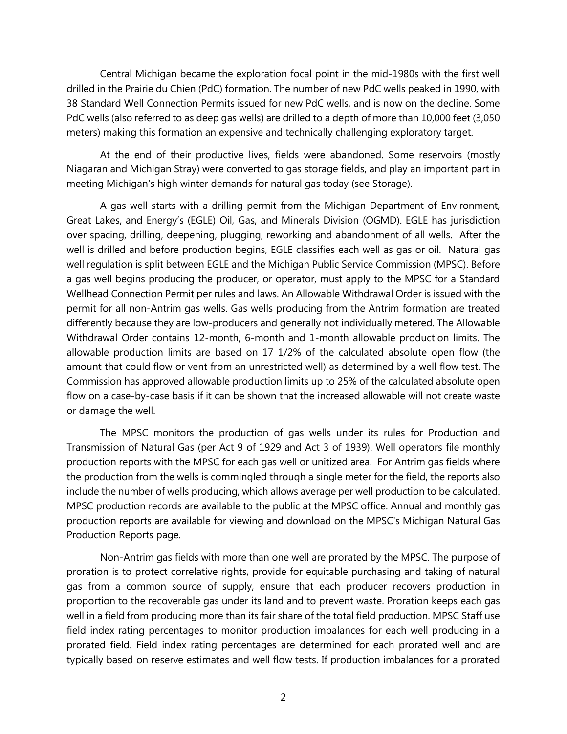Central Michigan became the exploration focal point in the mid-1980s with the first well drilled in the Prairie du Chien (PdC) formation. The number of new PdC wells peaked in 1990, with 38 Standard Well Connection Permits issued for new PdC wells, and is now on the decline. Some PdC wells (also referred to as deep gas wells) are drilled to a depth of more than 10,000 feet (3,050 meters) making this formation an expensive and technically challenging exploratory target.

At the end of their productive lives, fields were abandoned. Some reservoirs (mostly Niagaran and Michigan Stray) were converted to gas storage fields, and play an important part in meeting Michigan's high winter demands for natural gas today (see Storage).

A gas well starts with a drilling permit from the Michigan Department of Environment, Great Lakes, and Energy's (EGLE) Oil, Gas, and Minerals Division (OGMD). EGLE has jurisdiction over spacing, drilling, deepening, plugging, reworking and abandonment of all wells. After the well is drilled and before production begins, EGLE classifies each well as gas or oil. Natural gas well regulation is split between EGLE and the Michigan Public Service Commission (MPSC). Before a gas well begins producing the producer, or operator, must apply to the MPSC for a Standard Wellhead Connection Permit per rules and laws. An Allowable Withdrawal Order is issued with the permit for all non-Antrim gas wells. Gas wells producing from the Antrim formation are treated differently because they are low-producers and generally not individually metered. The Allowable Withdrawal Order contains 12-month, 6-month and 1-month allowable production limits. The allowable production limits are based on 17 1/2% of the calculated absolute open flow (the amount that could flow or vent from an unrestricted well) as determined by a well flow test. The Commission has approved allowable production limits up to 25% of the calculated absolute open flow on a case-by-case basis if it can be shown that the increased allowable will not create waste or damage the well.

The MPSC monitors the production of gas wells under its rules for Production and Transmission of Natural Gas (per Act 9 of 1929 and Act 3 of 1939). Well operators file monthly production reports with the MPSC for each gas well or unitized area. For Antrim gas fields where the production from the wells is commingled through a single meter for the field, the reports also include the number of wells producing, which allows average per well production to be calculated. MPSC production records are available to the public at the MPSC office. Annual and monthly gas production reports are available for viewing and download on the MPSC's Michigan Natural Gas Production Reports page.

Non-Antrim gas fields with more than one well are prorated by the MPSC. The purpose of proration is to protect correlative rights, provide for equitable purchasing and taking of natural gas from a common source of supply, ensure that each producer recovers production in proportion to the recoverable gas under its land and to prevent waste. Proration keeps each gas well in a field from producing more than its fair share of the total field production. MPSC Staff use field index rating percentages to monitor production imbalances for each well producing in a prorated field. Field index rating percentages are determined for each prorated well and are typically based on reserve estimates and well flow tests. If production imbalances for a prorated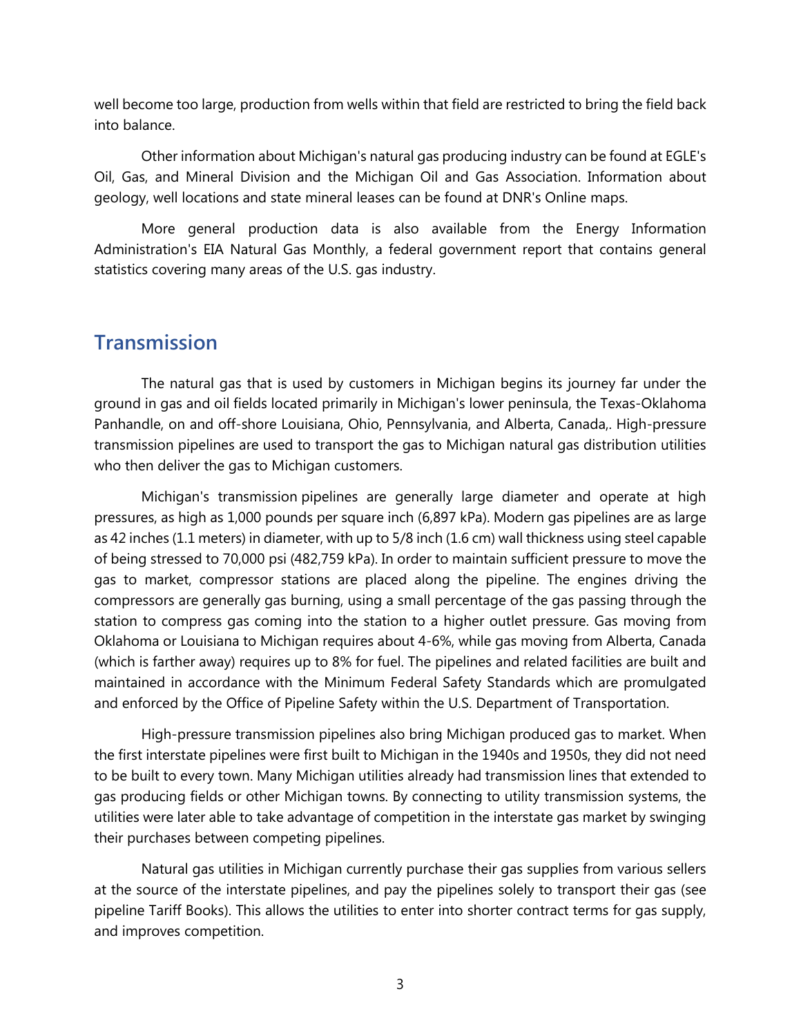well become too large, production from wells within that field are restricted to bring the field back into balance.

Other information about Michigan's natural gas producing industry can be found at EGLE's Oil, Gas, and Mineral Division and the Michigan Oil and Gas Association. Information about geology, well locations and state mineral leases can be found at DNR's Online maps.

More general production data is also available from the Energy Information Administration's EIA Natural Gas Monthly, a federal government report that contains general statistics covering many areas of the U.S. gas industry.

## Transmission

The natural gas that is used by customers in Michigan begins its journey far under the ground in gas and oil fields located primarily in Michigan's lower peninsula, the Texas-Oklahoma Panhandle, on and off-shore Louisiana, Ohio, Pennsylvania, and Alberta, Canada,. High-pressure transmission pipelines are used to transport the gas to Michigan natural gas distribution utilities who then deliver the gas to Michigan customers.

Michigan's transmission pipelines are generally large diameter and operate at high pressures, as high as 1,000 pounds per square inch (6,897 kPa). Modern gas pipelines are as large as 42 inches (1.1 meters) in diameter, with up to 5/8 inch (1.6 cm) wall thickness using steel capable of being stressed to 70,000 psi (482,759 kPa). In order to maintain sufficient pressure to move the gas to market, compressor stations are placed along the pipeline. The engines driving the compressors are generally gas burning, using a small percentage of the gas passing through the station to compress gas coming into the station to a higher outlet pressure. Gas moving from Oklahoma or Louisiana to Michigan requires about 4-6%, while gas moving from Alberta, Canada (which is farther away) requires up to 8% for fuel. The pipelines and related facilities are built and maintained in accordance with the Minimum Federal Safety Standards which are promulgated and enforced by the Office of Pipeline Safety within the U.S. Department of Transportation.

High-pressure transmission pipelines also bring Michigan produced gas to market. When the first interstate pipelines were first built to Michigan in the 1940s and 1950s, they did not need to be built to every town. Many Michigan utilities already had transmission lines that extended to gas producing fields or other Michigan towns. By connecting to utility transmission systems, the utilities were later able to take advantage of competition in the interstate gas market by swinging their purchases between competing pipelines.

Natural gas utilities in Michigan currently purchase their gas supplies from various sellers at the source of the interstate pipelines, and pay the pipelines solely to transport their gas (see pipeline Tariff Books). This allows the utilities to enter into shorter contract terms for gas supply, and improves competition.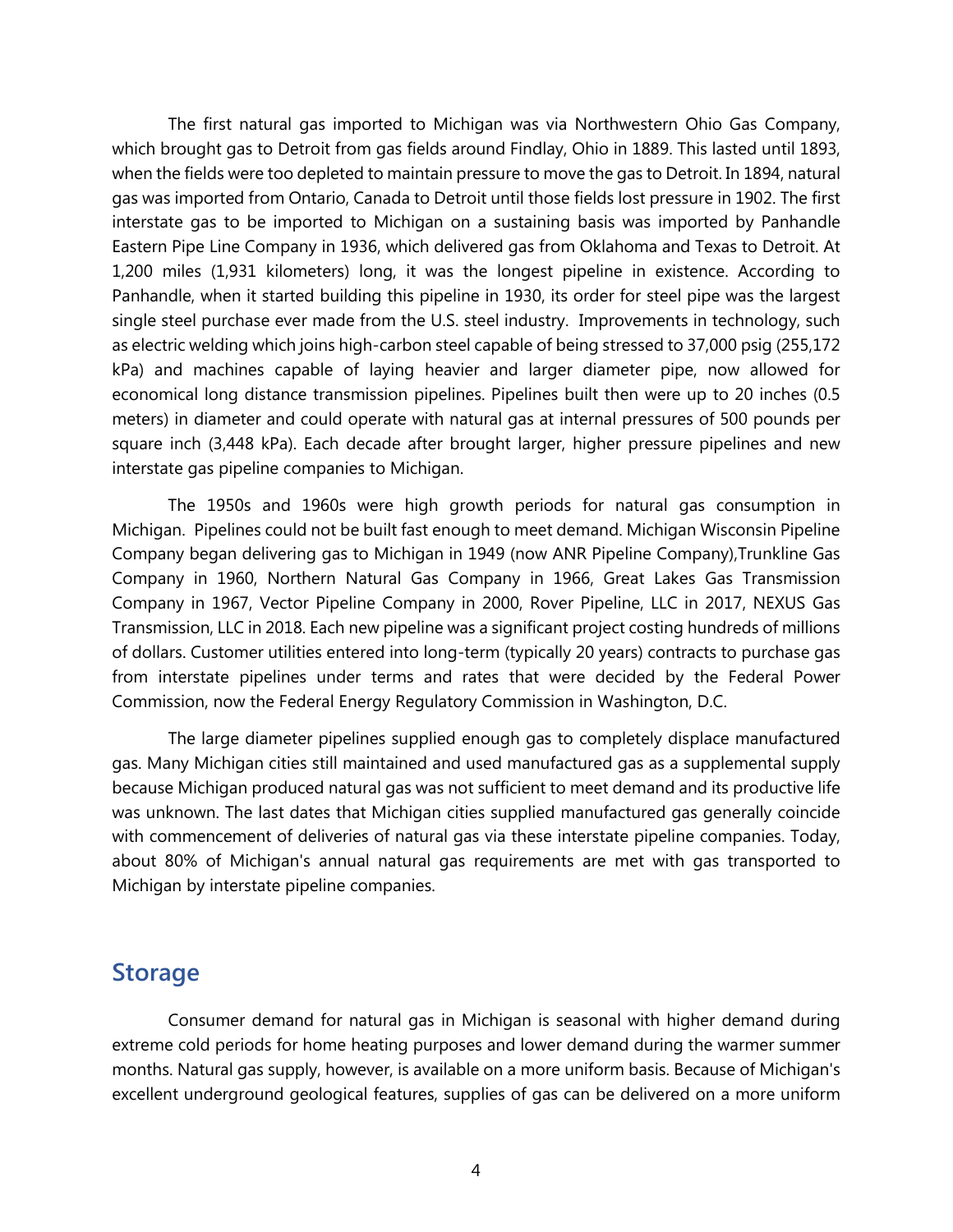The first natural gas imported to Michigan was via Northwestern Ohio Gas Company, which brought gas to Detroit from gas fields around Findlay, Ohio in 1889. This lasted until 1893, when the fields were too depleted to maintain pressure to move the gas to Detroit. In 1894, natural gas was imported from Ontario, Canada to Detroit until those fields lost pressure in 1902. The first interstate gas to be imported to Michigan on a sustaining basis was imported by Panhandle Eastern Pipe Line Company in 1936, which delivered gas from Oklahoma and Texas to Detroit. At 1,200 miles (1,931 kilometers) long, it was the longest pipeline in existence. According to Panhandle, when it started building this pipeline in 1930, its order for steel pipe was the largest single steel purchase ever made from the U.S. steel industry. Improvements in technology, such as electric welding which joins high-carbon steel capable of being stressed to 37,000 psig (255,172 kPa) and machines capable of laying heavier and larger diameter pipe, now allowed for economical long distance transmission pipelines. Pipelines built then were up to 20 inches (0.5 meters) in diameter and could operate with natural gas at internal pressures of 500 pounds per square inch (3,448 kPa). Each decade after brought larger, higher pressure pipelines and new interstate gas pipeline companies to Michigan.

The 1950s and 1960s were high growth periods for natural gas consumption in Michigan. Pipelines could not be built fast enough to meet demand. Michigan Wisconsin Pipeline Company began delivering gas to Michigan in 1949 (now ANR Pipeline Company),Trunkline Gas Company in 1960, Northern Natural Gas Company in 1966, Great Lakes Gas Transmission Company in 1967, Vector Pipeline Company in 2000, Rover Pipeline, LLC in 2017, NEXUS Gas Transmission, LLC in 2018. Each new pipeline was a significant project costing hundreds of millions of dollars. Customer utilities entered into long-term (typically 20 years) contracts to purchase gas from interstate pipelines under terms and rates that were decided by the Federal Power Commission, now the Federal Energy Regulatory Commission in Washington, D.C.

The large diameter pipelines supplied enough gas to completely displace manufactured gas. Many Michigan cities still maintained and used manufactured gas as a supplemental supply because Michigan produced natural gas was not sufficient to meet demand and its productive life was unknown. The last dates that Michigan cities supplied manufactured gas generally coincide with commencement of deliveries of natural gas via these interstate pipeline companies. Today, about 80% of Michigan's annual natural gas requirements are met with gas transported to Michigan by interstate pipeline companies.

## Storage

Consumer demand for natural gas in Michigan is seasonal with higher demand during extreme cold periods for home heating purposes and lower demand during the warmer summer months. Natural gas supply, however, is available on a more uniform basis. Because of Michigan's excellent underground geological features, supplies of gas can be delivered on a more uniform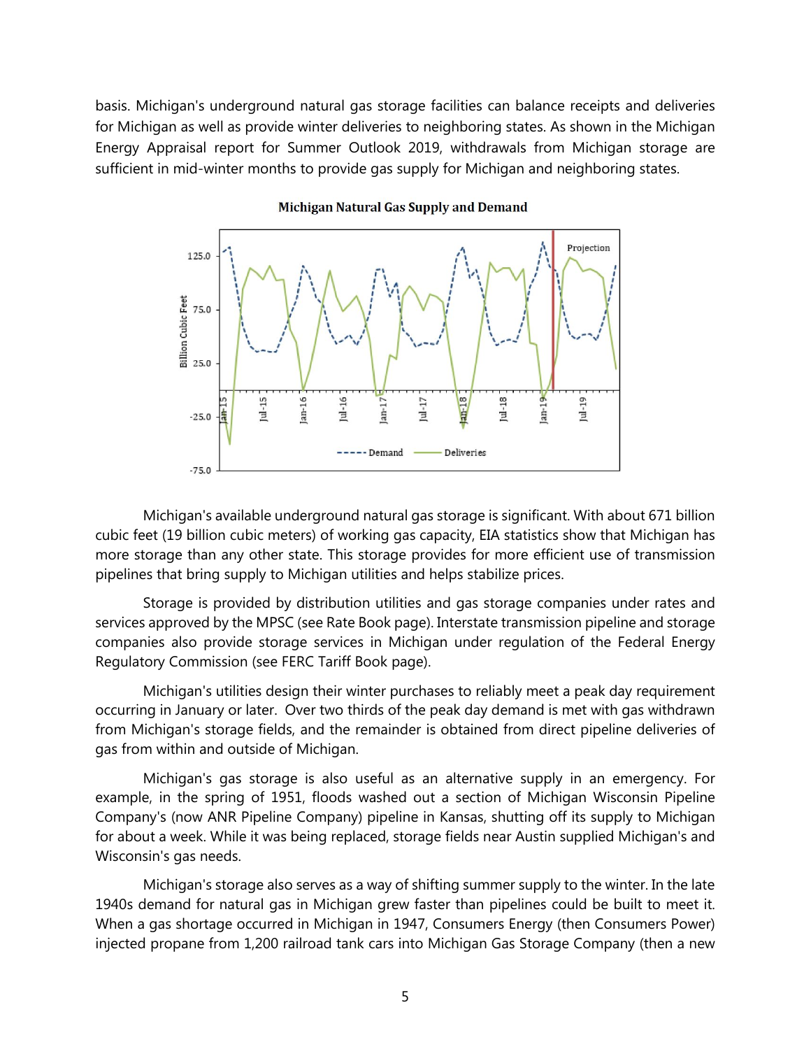basis. Michigan's underground natural gas storage facilities can balance receipts and deliveries for Michigan as well as provide winter deliveries to neighboring states. As shown in the Michigan Energy Appraisal report for Summer Outlook 2019, withdrawals from Michigan storage are sufficient in mid-winter months to provide gas supply for Michigan and neighboring states.

**Michigan Natural Gas Supply and Demand**

Michigan's available underground natural gas storage is significant. With about 671 billion cubic feet (19 billion cubic meters) of working gas capacity, EIA statistics show that Michigan has more storage than any other state. This storage provides for more efficient use of transmission pipelines that bring supply to Michigan utilities and helps stabilize prices.

Storage is provided by distribution utilities and gas storage companies under rates and services approved by the MPSC (see Rate Book page). Interstate transmission pipeline and storage companies also provide storage services in Michigan under regulation of the Federal Energy Regulatory Commission (see FERC Tariff Book page).

Michigan's utilities design their winter purchases to reliably meet a peak day requirement occurring in January or later. Over two thirds of the peak day demand is met with gas withdrawn from Michigan's storage fields, and the remainder is obtained from direct pipeline deliveries of gas from within and outside of Michigan.

Michigan's gas storage is also useful as an alternative supply in an emergency. For example, in the spring of 1951, floods washed out a section of Michigan Wisconsin Pipeline Company's (now ANR Pipeline Company) pipeline in Kansas, shutting off its supply to Michigan for about a week. While it was being replaced, storage fields near Austin supplied Michigan's and Wisconsin's gas needs.

Michigan's storage also serves as a way of shifting summer supply to the winter. In the late 1940s demand for natural gas in Michigan grew faster than pipelines could be built to meet it. When a gas shortage occurred in Michigan in 1947, Consumers Energy (then Consumers Power) injected propane from 1,200 railroad tank cars into Michigan Gas Storage Company (then a new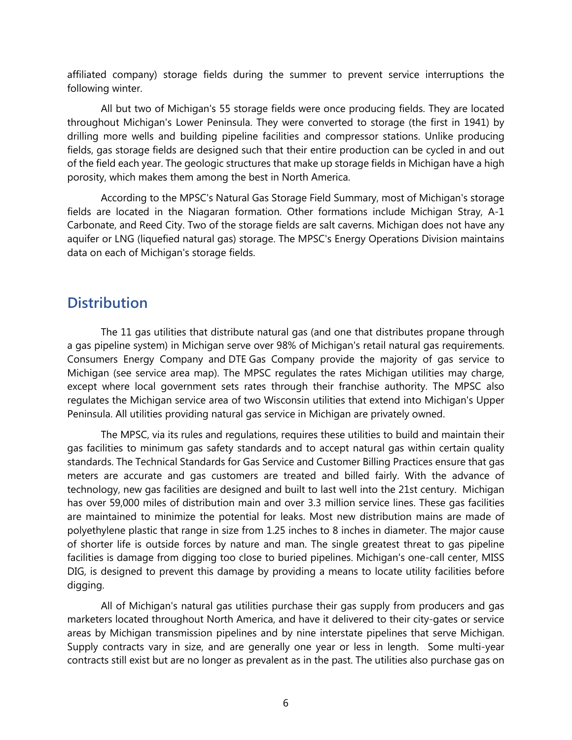affiliated company) storage fields during the summer to prevent service interruptions the following winter.

All but two of Michigan's 55 storage fields were once producing fields. They are located throughout Michigan's Lower Peninsula. They were converted to storage (the first in 1941) by drilling more wells and building pipeline facilities and compressor stations. Unlike producing fields, gas storage fields are designed such that their entire production can be cycled in and out of the field each year. The geologic structures that make up storage fields in Michigan have a high porosity, which makes them among the best in North America.

According to the MPSC's Natural Gas Storage Field Summary, most of Michigan's storage fields are located in the Niagaran formation. Other formations include Michigan Stray, A-1 Carbonate, and Reed City. Two of the storage fields are salt caverns. Michigan does not have any aquifer or LNG (liquefied natural gas) storage. The MPSC's Energy Operations Division maintains data on each of Michigan's storage fields.

## Distribution

The 11 gas utilities that distribute natural gas (and one that distributes propane through a gas pipeline system) in Michigan serve over 98% of Michigan's retail natural gas requirements. Consumers Energy Company and DTE Gas Company provide the majority of gas service to Michigan (see service area map). The MPSC regulates the rates Michigan utilities may charge, except where local government sets rates through their franchise authority. The MPSC also regulates the Michigan service area of two Wisconsin utilities that extend into Michigan's Upper Peninsula. All utilities providing natural gas service in Michigan are privately owned.

The MPSC, via its rules and regulations, requires these utilities to build and maintain their gas facilities to minimum gas safety standards and to accept natural gas within certain quality standards. The Technical Standards for Gas Service and Customer Billing Practices ensure that gas meters are accurate and gas customers are treated and billed fairly. With the advance of technology, new gas facilities are designed and built to last well into the 21st century. Michigan has over 59,000 miles of distribution main and over 3.3 million service lines. These gas facilities are maintained to minimize the potential for leaks. Most new distribution mains are made of polyethylene plastic that range in size from 1.25 inches to 8 inches in diameter. The major cause of shorter life is outside forces by nature and man. The single greatest threat to gas pipeline facilities is damage from digging too close to buried pipelines. Michigan's one-call center, MISS DIG, is designed to prevent this damage by providing a means to locate utility facilities before digging.

All of Michigan's natural gas utilities purchase their gas supply from producers and gas marketers located throughout North America, and have it delivered to their city-gates or service areas by Michigan transmission pipelines and by nine interstate pipelines that serve Michigan. Supply contracts vary in size, and are generally one year or less in length. Some multi-year contracts still exist but are no longer as prevalent as in the past. The utilities also purchase gas on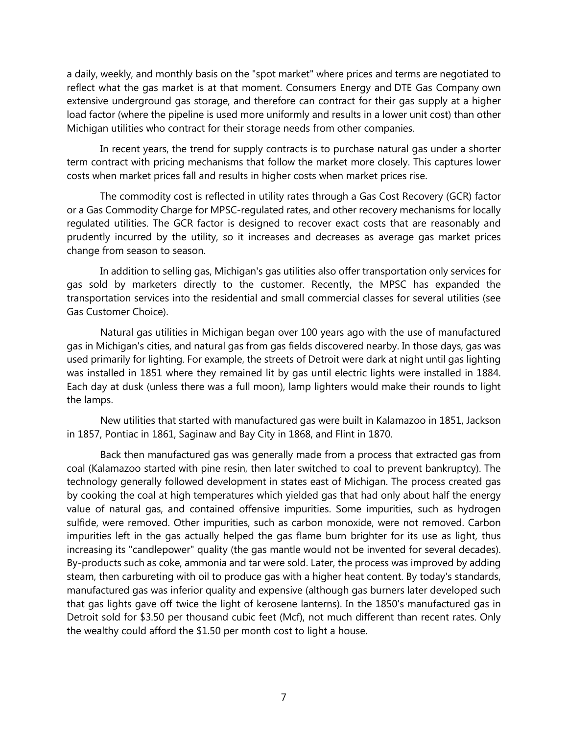a daily, weekly, and monthly basis on the "spot market" where prices and terms are negotiated to reflect what the gas market is at that moment. Consumers Energy and DTE Gas Company own extensive underground gas storage, and therefore can contract for their gas supply at a higher load factor (where the pipeline is used more uniformly and results in a lower unit cost) than other Michigan utilities who contract for their storage needs from other companies.

In recent years, the trend for supply contracts is to purchase natural gas under a shorter term contract with pricing mechanisms that follow the market more closely. This captures lower costs when market prices fall and results in higher costs when market prices rise.

The commodity cost is reflected in utility rates through a Gas Cost Recovery (GCR) factor or a Gas Commodity Charge for MPSC-regulated rates, and other recovery mechanisms for locally regulated utilities. The GCR factor is designed to recover exact costs that are reasonably and prudently incurred by the utility, so it increases and decreases as average gas market prices change from season to season.

In addition to selling gas, Michigan's gas utilities also offer transportation only services for gas sold by marketers directly to the customer. Recently, the MPSC has expanded the transportation services into the residential and small commercial classes for several utilities (see Gas Customer Choice).

Natural gas utilities in Michigan began over 100 years ago with the use of manufactured gas in Michigan's cities, and natural gas from gas fields discovered nearby. In those days, gas was used primarily for lighting. For example, the streets of Detroit were dark at night until gas lighting was installed in 1851 where they remained lit by gas until electric lights were installed in 1884. Each day at dusk (unless there was a full moon), lamp lighters would make their rounds to light the lamps.

New utilities that started with manufactured gas were built in Kalamazoo in 1851, Jackson in 1857, Pontiac in 1861, Saginaw and Bay City in 1868, and Flint in 1870.

Back then manufactured gas was generally made from a process that extracted gas from coal (Kalamazoo started with pine resin, then later switched to coal to prevent bankruptcy). The technology generally followed development in states east of Michigan. The process created gas by cooking the coal at high temperatures which yielded gas that had only about half the energy value of natural gas, and contained offensive impurities. Some impurities, such as hydrogen sulfide, were removed. Other impurities, such as carbon monoxide, were not removed. Carbon impurities left in the gas actually helped the gas flame burn brighter for its use as light, thus increasing its "candlepower" quality (the gas mantle would not be invented for several decades). By-products such as coke, ammonia and tar were sold. Later, the process was improved by adding steam, then carbureting with oil to produce gas with a higher heat content. By today's standards, manufactured gas was inferior quality and expensive (although gas burners later developed such that gas lights gave off twice the light of kerosene lanterns). In the 1850's manufactured gas in Detroit sold for $3.50 per thousand cubic feet (Mcf), not much different than recent rates. Only the wealthy could afford the $1.50 per month cost to light a house.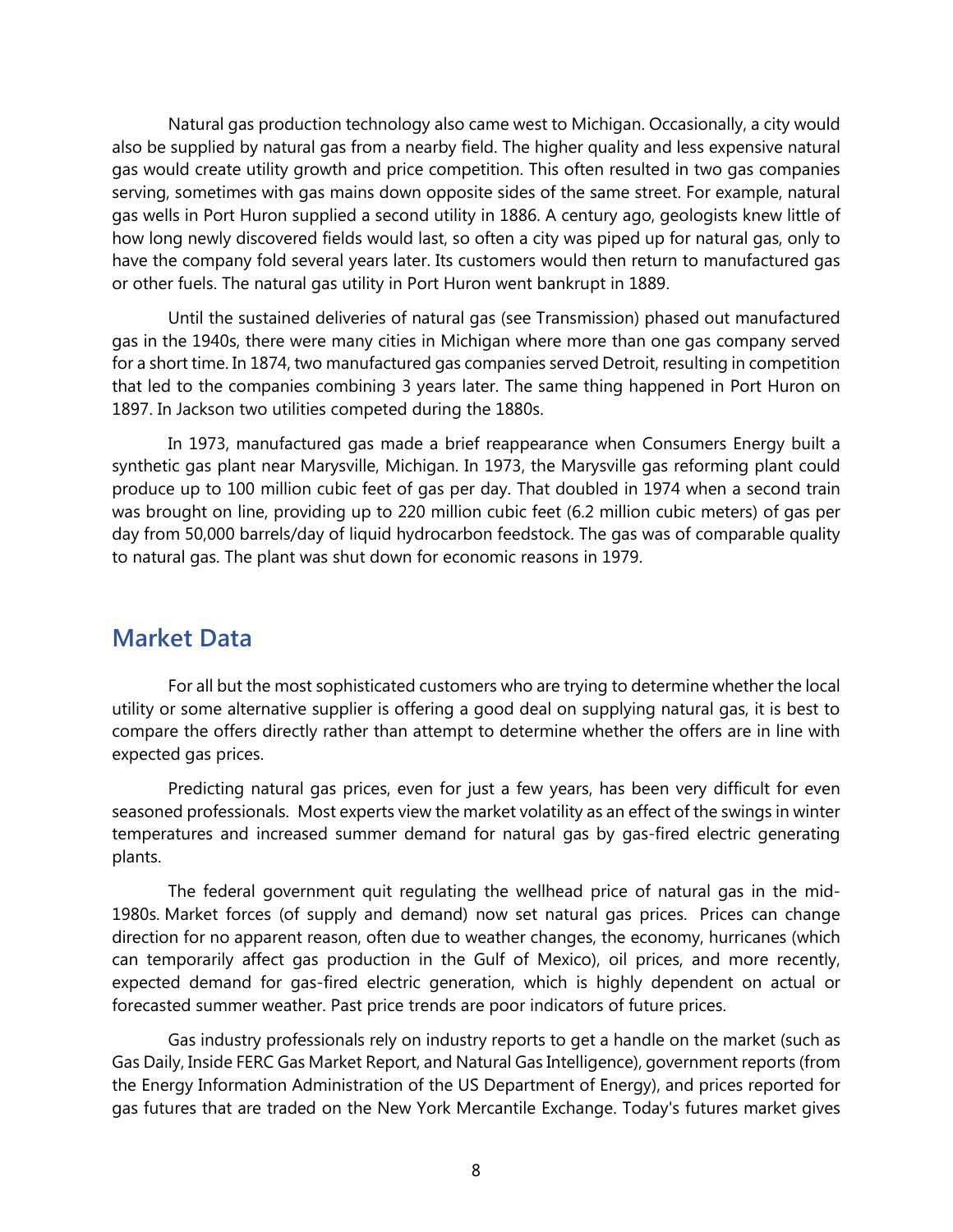Natural gas production technology also came west to Michigan. Occasionally, a city would also be supplied by natural gas from a nearby field. The higher quality and less expensive natural gas would create utility growth and price competition. This often resulted in two gas companies serving, sometimes with gas mains down opposite sides of the same street. For example, natural gas wells in Port Huron supplied a second utility in 1886. A century ago, geologists knew little of how long newly discovered fields would last, so often a city was piped up for natural gas, only to have the company fold several years later. Its customers would then return to manufactured gas or other fuels. The natural gas utility in Port Huron went bankrupt in 1889.

Until the sustained deliveries of natural gas (see Transmission) phased out manufactured gas in the 1940s, there were many cities in Michigan where more than one gas company served for a short time. In 1874, two manufactured gas companies served Detroit, resulting in competition that led to the companies combining 3 years later. The same thing happened in Port Huron on 1897. In Jackson two utilities competed during the 1880s.

In 1973, manufactured gas made a brief reappearance when Consumers Energy built a synthetic gas plant near Marysville, Michigan. In 1973, the Marysville gas reforming plant could produce up to 100 million cubic feet of gas per day. That doubled in 1974 when a second train was brought on line, providing up to 220 million cubic feet (6.2 million cubic meters) of gas per day from 50,000 barrels/day of liquid hydrocarbon feedstock. The gas was of comparable quality to natural gas. The plant was shut down for economic reasons in 1979.

## Market Data

For all but the most sophisticated customers who are trying to determine whether the local utility or some alternative supplier is offering a good deal on supplying natural gas, it is best to compare the offers directly rather than attempt to determine whether the offers are in line with expected gas prices.

Predicting natural gas prices, even for just a few years, has been very difficult for even seasoned professionals. Most experts view the market volatility as an effect of the swings in winter temperatures and increased summer demand for natural gas by gas-fired electric generating plants.

The federal government quit regulating the wellhead price of natural gas in the mid-1980s. Market forces (of supply and demand) now set natural gas prices. Prices can change direction for no apparent reason, often due to weather changes, the economy, hurricanes (which can temporarily affect gas production in the Gulf of Mexico), oil prices, and more recently, expected demand for gas-fired electric generation, which is highly dependent on actual or forecasted summer weather. Past price trends are poor indicators of future prices.

Gas industry professionals rely on industry reports to get a handle on the market (such as Gas Daily, Inside FERC Gas Market Report, and Natural Gas Intelligence), government reports (from the Energy Information Administration of the US Department of Energy), and prices reported for gas futures that are traded on the New York Mercantile Exchange. Today's futures market gives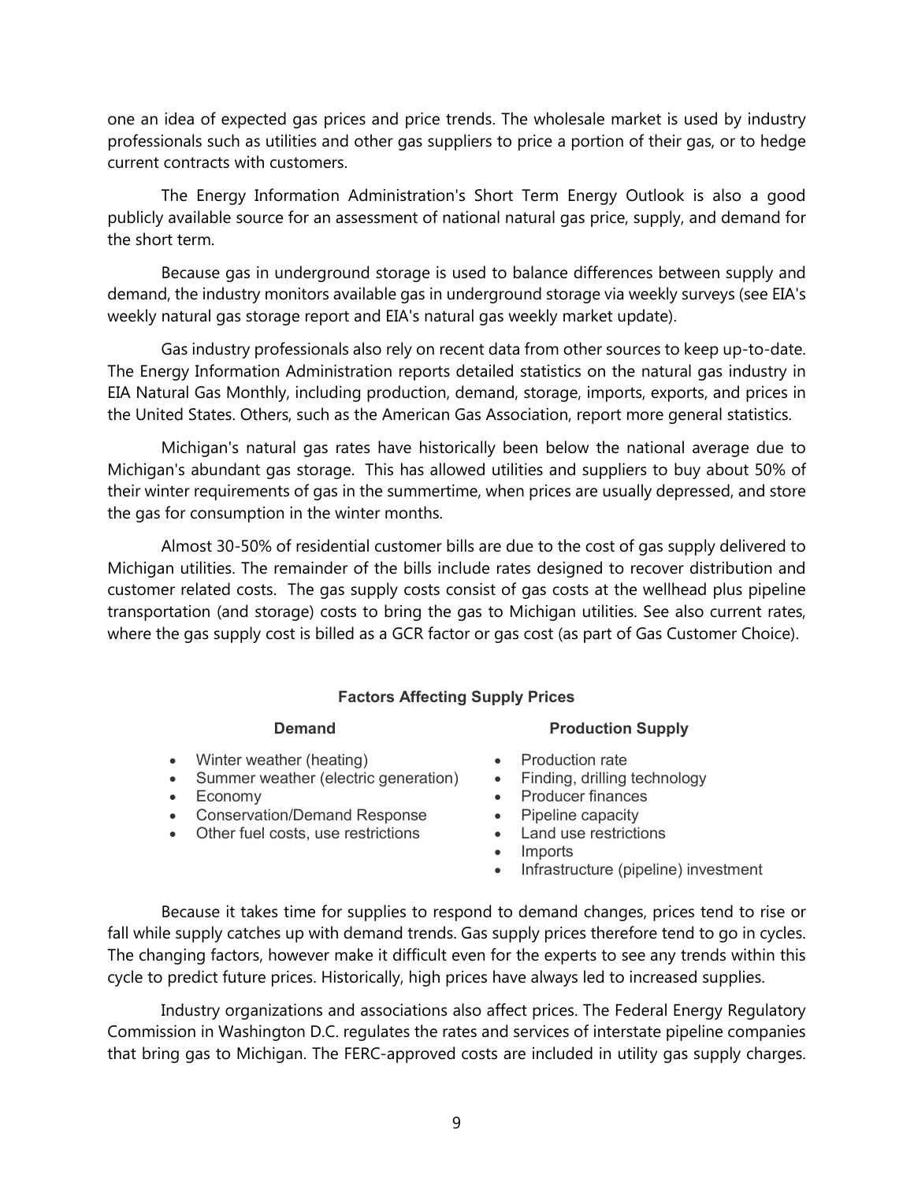one an idea of expected gas prices and price trends. The wholesale market is used by industry professionals such as utilities and other gas suppliers to price a portion of their gas, or to hedge current contracts with customers.

The Energy Information Administration's Short Term Energy Outlook is also a good publicly available source for an assessment of national natural gas price, supply, and demand for the short term.

Because gas in underground storage is used to balance differences between supply and demand, the industry monitors available gas in underground storage via weekly surveys (see EIA's weekly natural gas storage report and EIA's natural gas weekly market update).

Gas industry professionals also rely on recent data from other sources to keep up-to-date. The Energy Information Administration reports detailed statistics on the natural gas industry in EIA Natural Gas Monthly, including production, demand, storage, imports, exports, and prices in the United States. Others, such as the American Gas Association, report more general statistics.

Michigan's natural gas rates have historically been below the national average due to Michigan's abundant gas storage. This has allowed utilities and suppliers to buy about 50% of their winter requirements of gas in the summertime, when prices are usually depressed, and store the gas for consumption in the winter months.

Almost 30-50% of residential customer bills are due to the cost of gas supply delivered to Michigan utilities. The remainder of the bills include rates designed to recover distribution and customer related costs. The gas supply costs consist of gas costs at the wellhead plus pipeline transportation (and storage) costs to bring the gas to Michigan utilities. See also current rates, where the gas supply cost is billed as a GCR factor or gas cost (as part of Gas Customer Choice).

**Factors Affecting Supply Prices**

**Demand**

- Winter weather (heating)
- Summer weather (electric generation)
- Economy
- Conservation/Demand Response
- Other fuel costs, use restrictions

**Production Supply**

- Production rate
- Finding, drilling technology
- Producer finances
- Pipeline capacity
- Land use restrictions
- Imports
- Infrastructure (pipeline) investment

Because it takes time for supplies to respond to demand changes, prices tend to rise or fall while supply catches up with demand trends. Gas supply prices therefore tend to go in cycles. The changing factors, however make it difficult even for the experts to see any trends within this cycle to predict future prices. Historically, high prices have always led to increased supplies.

Industry organizations and associations also affect prices. The Federal Energy Regulatory Commission in Washington D.C. regulates the rates and services of interstate pipeline companies that bring gas to Michigan. The FERC-approved costs are included in utility gas supply charges.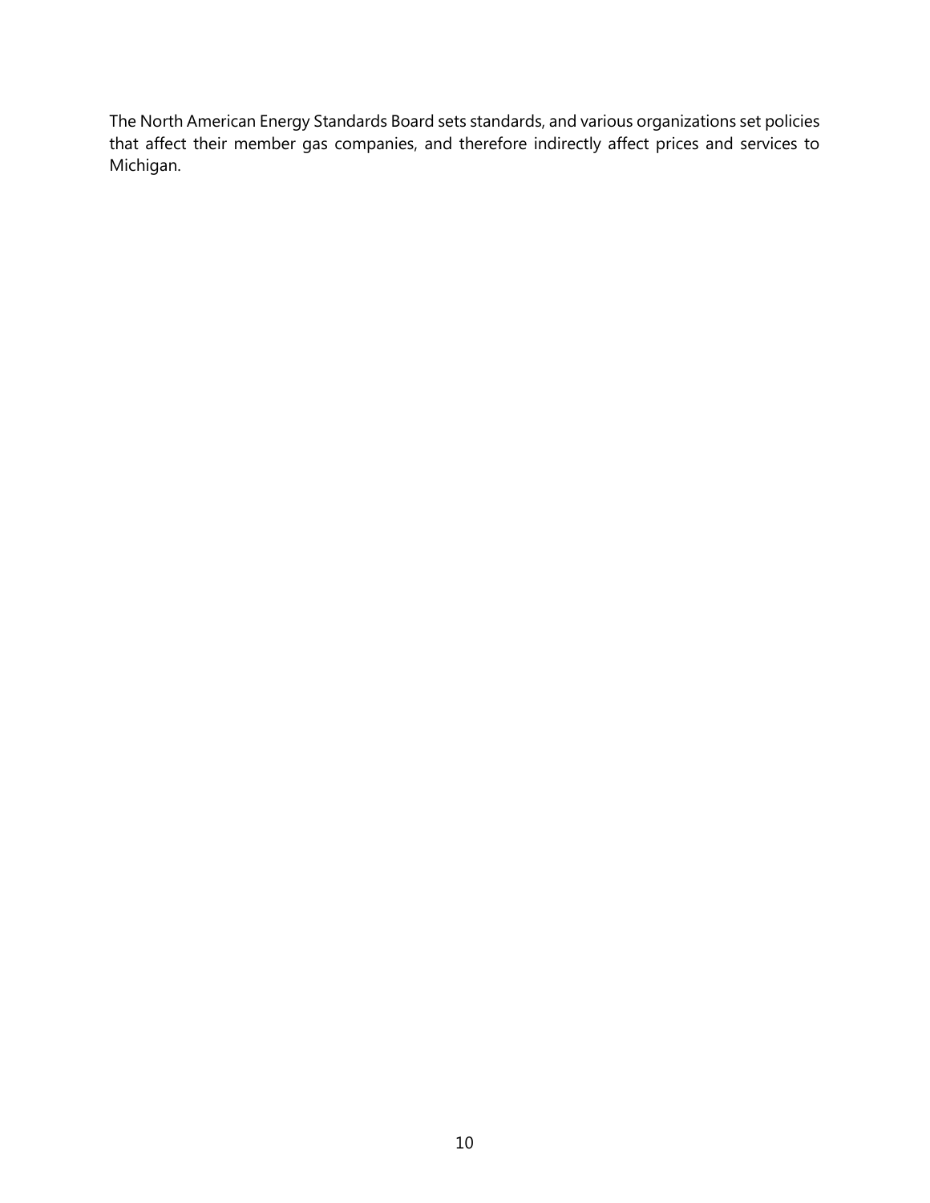The North American Energy Standards Board sets standards, and various organizations set policies that affect their member gas companies, and therefore indirectly affect prices and services to Michigan.